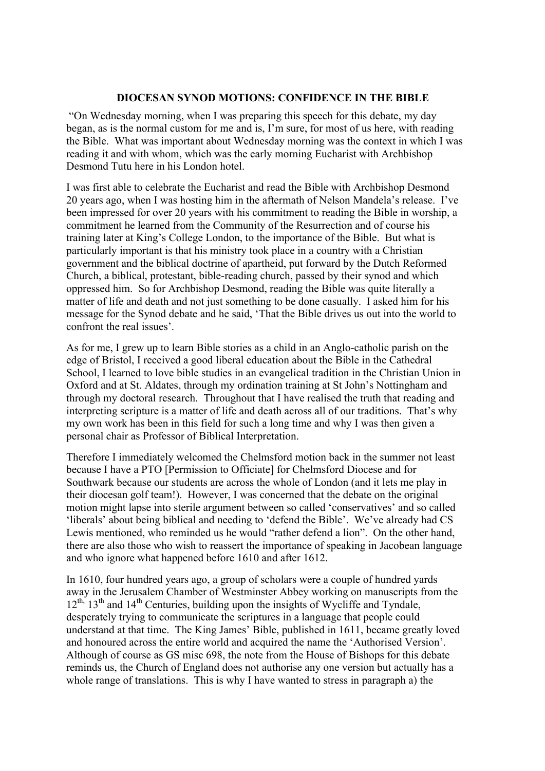**DIOCESAN SYNOD MOTIONS: CONFIDENCE IN THE BIBLE**

"On Wednesday morning, when I was preparing this speech for this debate, my day began, as is the normal custom for me and is, I'm sure, for most of us here, with reading the Bible. What was important about Wednesday morning was the context in which I was reading it and with whom, which was the early morning Eucharist with Archbishop Desmond Tutu here in his London hotel.

I was first able to celebrate the Eucharist and read the Bible with Archbishop Desmond 20 years ago, when I was hosting him in the aftermath of Nelson Mandela's release. I've been impressed for over 20 years with his commitment to reading the Bible in worship, a commitment he learned from the Community of the Resurrection and of course his training later at King's College London, to the importance of the Bible. But what is particularly important is that his ministry took place in a country with a Christian government and the biblical doctrine of apartheid, put forward by the Dutch Reformed Church, a biblical, protestant, bible-reading church, passed by their synod and which oppressed him. So for Archbishop Desmond, reading the Bible was quite literally a matter of life and death and not just something to be done casually. I asked him for his message for the Synod debate and he said, 'That the Bible drives us out into the world to confront the real issues'.

As for me, I grew up to learn Bible stories as a child in an Anglo-catholic parish on the edge of Bristol, I received a good liberal education about the Bible in the Cathedral School, I learned to love bible studies in an evangelical tradition in the Christian Union in Oxford and at St. Aldates, through my ordination training at St John's Nottingham and through my doctoral research. Throughout that I have realised the truth that reading and interpreting scripture is a matter of life and death across all of our traditions. That's why my own work has been in this field for such a long time and why I was then given a personal chair as Professor of Biblical Interpretation.

Therefore I immediately welcomed the Chelmsford motion back in the summer not least because I have a PTO [Permission to Officiate] for Chelmsford Diocese and for Southwark because our students are across the whole of London (and it lets me play in their diocesan golf team!). However, I was concerned that the debate on the original motion might lapse into sterile argument between so called 'conservatives' and so called 'liberals' about being biblical and needing to 'defend the Bible'. We've already had CS Lewis mentioned, who reminded us he would "rather defend a lion". On the other hand, there are also those who wish to reassert the importance of speaking in Jacobean language and who ignore what happened before 1610 and after 1612.

In 1610, four hundred years ago, a group of scholars were a couple of hundred yards away in the Jerusalem Chamber of Westminster Abbey working on manuscripts from the 12th, 13th and 14th Centuries, building upon the insights of Wycliffe and Tyndale, desperately trying to communicate the scriptures in a language that people could understand at that time. The King James' Bible, published in 1611, became greatly loved and honoured across the entire world and acquired the name the 'Authorised Version'. Although of course as GS misc 698, the note from the House of Bishops for this debate reminds us, the Church of England does not authorise any one version but actually has a whole range of translations. This is why I have wanted to stress in paragraph a) the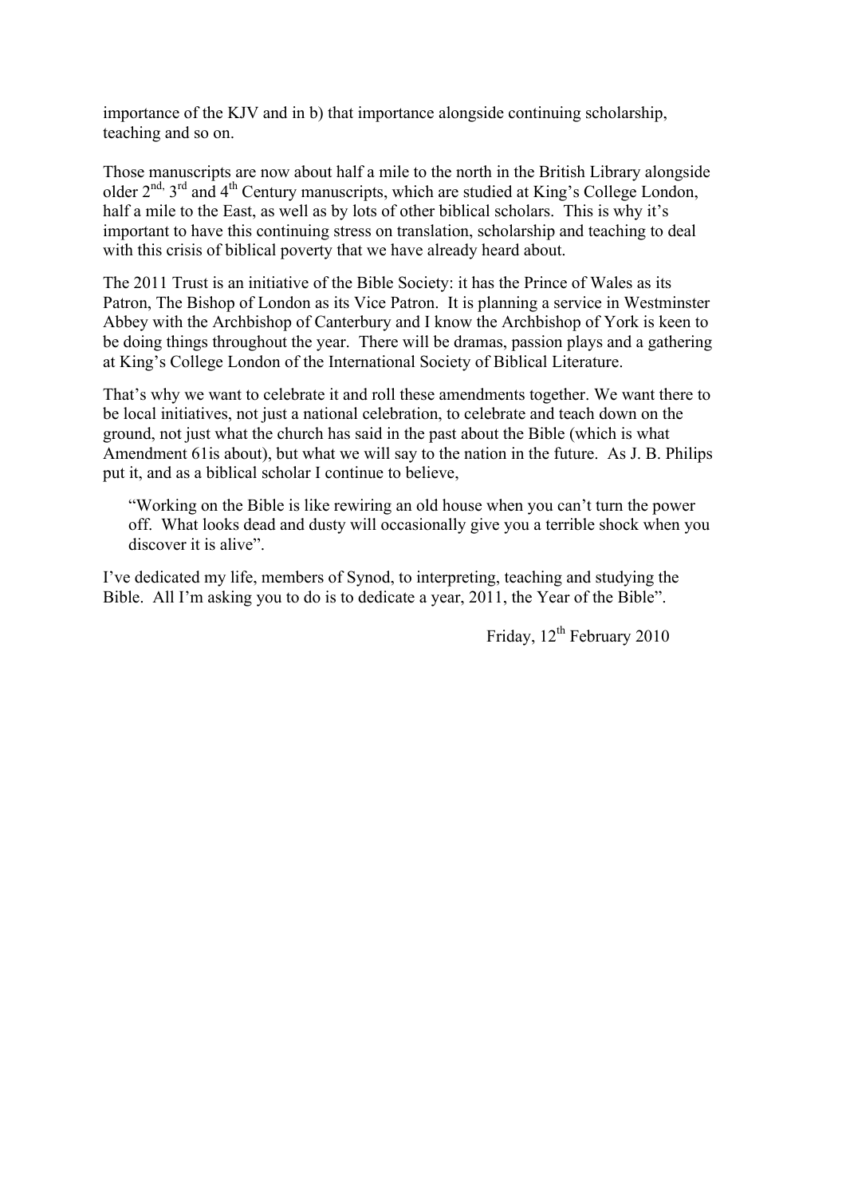importance of the KJV and in b) that importance alongside continuing scholarship, teaching and so on.

Those manuscripts are now about half a mile to the north in the British Library alongside older 2nd, 3rd and 4th Century manuscripts, which are studied at King's College London, half a mile to the East, as well as by lots of other biblical scholars. This is why it's important to have this continuing stress on translation, scholarship and teaching to deal with this crisis of biblical poverty that we have already heard about.

The 2011 Trust is an initiative of the Bible Society: it has the Prince of Wales as its Patron, The Bishop of London as its Vice Patron. It is planning a service in Westminster Abbey with the Archbishop of Canterbury and I know the Archbishop of York is keen to be doing things throughout the year. There will be dramas, passion plays and a gathering at King's College London of the International Society of Biblical Literature.

That's why we want to celebrate it and roll these amendments together. We want there to be local initiatives, not just a national celebration, to celebrate and teach down on the ground, not just what the church has said in the past about the Bible (which is what Amendment 61is about), but what we will say to the nation in the future. As J. B. Philips put it, and as a biblical scholar I continue to believe,

> "Working on the Bible is like rewiring an old house when you can't turn the power off. What looks dead and dusty will occasionally give you a terrible shock when you discover it is alive".

I've dedicated my life, members of Synod, to interpreting, teaching and studying the Bible. All I'm asking you to do is to dedicate a year, 2011, the Year of the Bible".

Friday, 12th February 2010